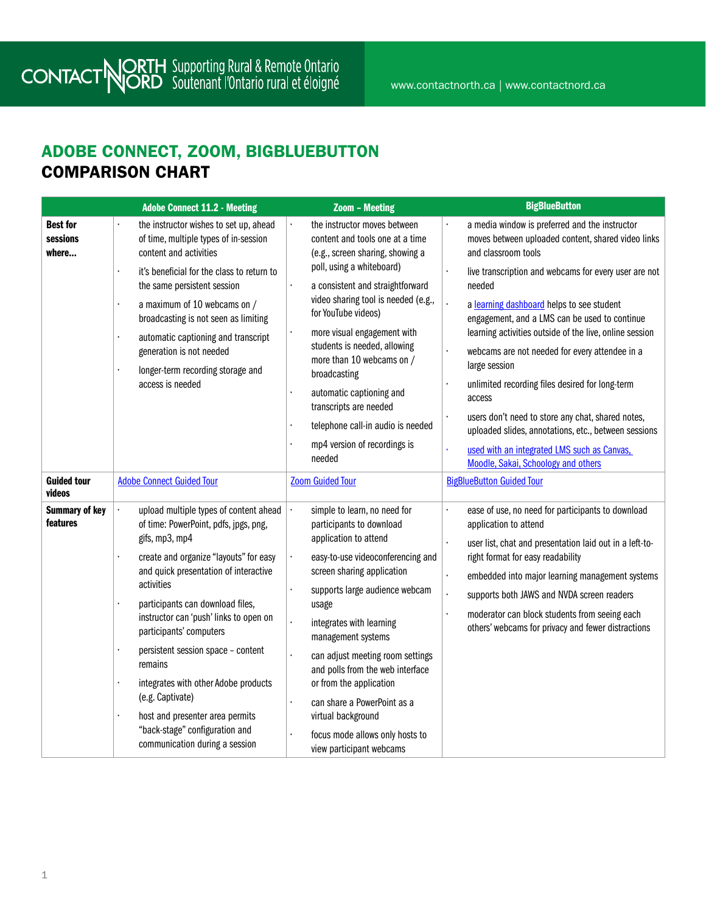# ADOBE CONNECT, ZOOM, BIGBLUEBUTTON
## COMPARISON CHART

| | Adobe Connect 11.2 - Meeting | Zoom – Meeting | BigBlueButton |
|---|---|---|---|
| **Best for sessions where...** | · the instructor wishes to set up, ahead of time, multiple types of in-session content and activities<br>· it's beneficial for the class to return to the same persistent session<br>· a maximum of 10 webcams on / broadcasting is not seen as limiting<br>· automatic captioning and transcript generation is not needed<br>· longer-term recording storage and access is needed | · the instructor moves between content and tools one at a time (e.g., screen sharing, showing a poll, using a whiteboard)<br>· a consistent and straightforward video sharing tool is needed (e.g., for YouTube videos)<br>· more visual engagement with students is needed, allowing more than 10 webcams on / broadcasting<br>· automatic captioning and transcripts are needed<br>· telephone call-in audio is needed<br>· mp4 version of recordings is needed | · a media window is preferred and the instructor moves between uploaded content, shared video links and classroom tools<br>· live transcription and webcams for every user are not needed<br>· a learning dashboard helps to see student engagement, and a LMS can be used to continue learning activities outside of the live, online session<br>· webcams are not needed for every attendee in a large session<br>· unlimited recording files desired for long-term access<br>· users don't need to store any chat, shared notes, uploaded slides, annotations, etc., between sessions<br>· used with an integrated LMS such as Canvas, Moodle, Sakai, Schoology and others |
| **Guided tour videos** | Adobe Connect Guided Tour | Zoom Guided Tour | BigBlueButton Guided Tour |
| **Summary of key features** | · upload multiple types of content ahead of time: PowerPoint, pdfs, jpgs, png, gifs, mp3, mp4<br>· create and organize "layouts" for easy and quick presentation of interactive activities<br>· participants can download files, instructor can 'push' links to open on participants' computers<br>· persistent session space – content remains<br>· integrates with other Adobe products (e.g. Captivate)<br>· host and presenter area permits "back-stage" configuration and communication during a session | · simple to learn, no need for participants to download application to attend<br>· easy-to-use videoconferencing and screen sharing application<br>· supports large audience webcam usage<br>· integrates with learning management systems<br>· can adjust meeting room settings and polls from the web interface or from the application<br>· can share a PowerPoint as a virtual background<br>· focus mode allows only hosts to view participant webcams | · ease of use, no need for participants to download application to attend<br>· user list, chat and presentation laid out in a left-to-right format for easy readability<br>· embedded into major learning management systems<br>· supports both JAWS and NVDA screen readers<br>· moderator can block students from seeing each others' webcams for privacy and fewer distractions |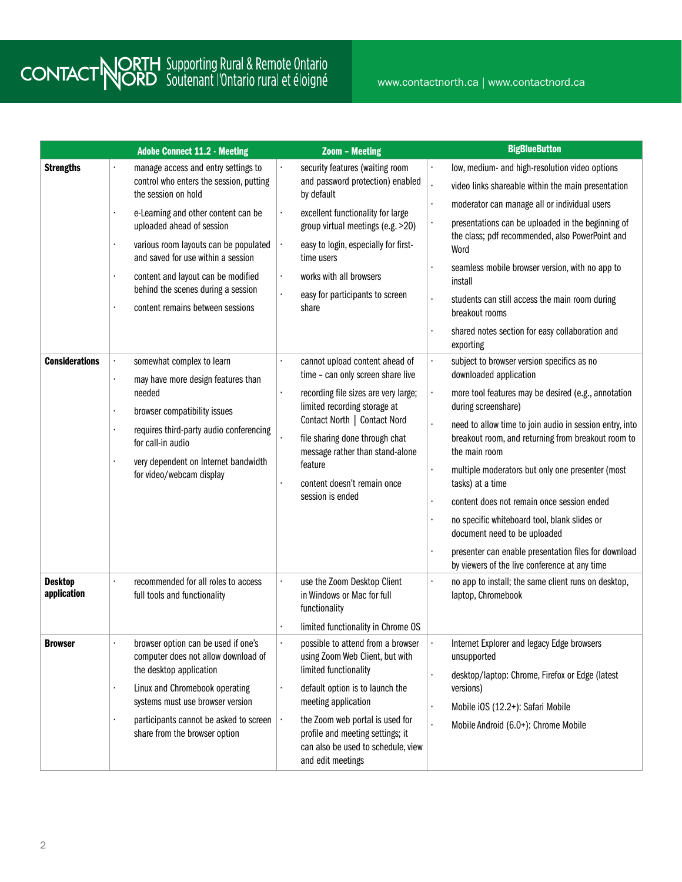| | Adobe Connect 11.2 - Meeting | Zoom – Meeting | BigBlueButton |
|---|---|---|---|
| **Strengths** | • manage access and entry settings to control who enters the session, putting the session on hold<br>• e-Learning and other content can be uploaded ahead of session<br>• various room layouts can be populated and saved for use within a session<br>• content and layout can be modified behind the scenes during a session<br>• content remains between sessions | • security features (waiting room and password protection) enabled by default<br>• excellent functionality for large group virtual meetings (e.g. >20)<br>• easy to login, especially for first-time users<br>• works with all browsers<br>• easy for participants to screen share | • low, medium- and high-resolution video options<br>• video links shareable within the main presentation<br>• moderator can manage all or individual users<br>• presentations can be uploaded in the beginning of the class; pdf recommended, also PowerPoint and Word<br>• seamless mobile browser version, with no app to install<br>• students can still access the main room during breakout rooms<br>• shared notes section for easy collaboration and exporting |
| **Considerations** | • somewhat complex to learn<br>• may have more design features than needed<br>• browser compatibility issues<br>• requires third-party audio conferencing for call-in audio<br>• very dependent on Internet bandwidth for video/webcam display | • cannot upload content ahead of time – can only screen share live<br>• recording file sizes are very large; limited recording storage at Contact North \| Contact Nord<br>• file sharing done through chat message rather than stand-alone feature<br>• content doesn't remain once session is ended | • subject to browser version specifics as no downloaded application<br>• more tool features may be desired (e.g., annotation during screenshare)<br>• need to allow time to join audio in session entry, into breakout room, and returning from breakout room to the main room<br>• multiple moderators but only one presenter (most tasks) at a time<br>• content does not remain once session ended<br>• no specific whiteboard tool, blank slides or document need to be uploaded<br>• presenter can enable presentation files for download by viewers of the live conference at any time |
| **Desktop application** | • recommended for all roles to access full tools and functionality | • use the Zoom Desktop Client in Windows or Mac for full functionality<br>• limited functionality in Chrome OS | • no app to install; the same client runs on desktop, laptop, Chromebook |
| **Browser** | • browser option can be used if one's computer does not allow download of the desktop application<br>• Linux and Chromebook operating systems must use browser version<br>• participants cannot be asked to screen share from the browser option | • possible to attend from a browser using Zoom Web Client, but with limited functionality<br>• default option is to launch the meeting application<br>• the Zoom web portal is used for profile and meeting settings; it can also be used to schedule, view and edit meetings | • Internet Explorer and legacy Edge browsers unsupported<br>• desktop/laptop: Chrome, Firefox or Edge (latest versions)<br>• Mobile iOS (12.2+): Safari Mobile<br>• Mobile Android (6.0+): Chrome Mobile |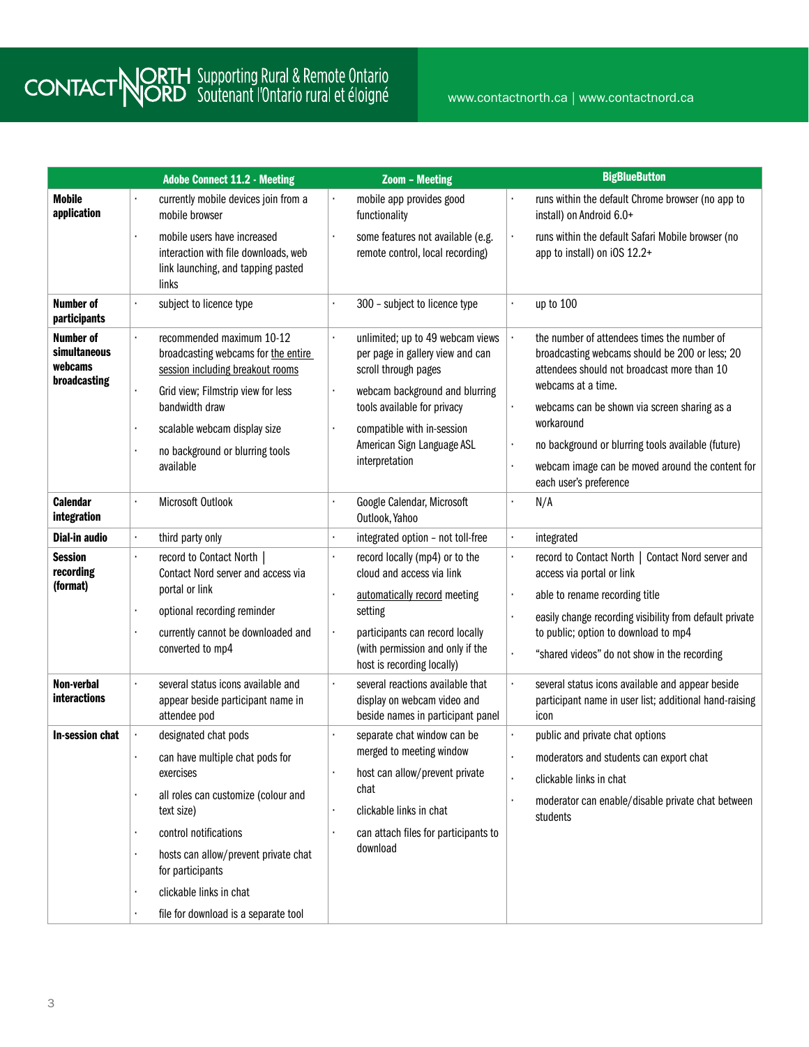| | Adobe Connect 11.2 - Meeting | Zoom – Meeting | BigBlueButton |
|---|---|---|---|
| **Mobile application** | • currently mobile devices join from a mobile browser<br>• mobile users have increased interaction with file downloads, web link launching, and tapping pasted links | • mobile app provides good functionality<br>• some features not available (e.g. remote control, local recording) | • runs within the default Chrome browser (no app to install) on Android 6.0+<br>• runs within the default Safari Mobile browser (no app to install) on iOS 12.2+ |
| **Number of participants** | • subject to licence type | • 300 – subject to licence type | • up to 100 |
| **Number of simultaneous webcams broadcasting** | • recommended maximum 10-12 broadcasting webcams for the entire session including breakout rooms<br>• Grid view; Filmstrip view for less bandwidth draw<br>• scalable webcam display size<br>• no background or blurring tools available | • unlimited; up to 49 webcam views per page in gallery view and can scroll through pages<br>• webcam background and blurring tools available for privacy<br>• compatible with in-session American Sign Language ASL interpretation | • the number of attendees times the number of broadcasting webcams should be 200 or less; 20 attendees should not broadcast more than 10 webcams at a time.<br>• webcams can be shown via screen sharing as a workaround<br>• no background or blurring tools available (future)<br>• webcam image can be moved around the content for each user's preference |
| **Calendar integration** | • Microsoft Outlook | • Google Calendar, Microsoft Outlook, Yahoo | • N/A |
| **Dial-in audio** | • third party only | • integrated option – not toll-free | • integrated |
| **Session recording (format)** | • record to Contact North \| Contact Nord server and access via portal or link<br>• optional recording reminder<br>• currently cannot be downloaded and converted to mp4 | • record locally (mp4) or to the cloud and access via link<br>• automatically record meeting setting<br>• participants can record locally (with permission and only if the host is recording locally) | • record to Contact North \| Contact Nord server and access via portal or link<br>• able to rename recording title<br>• easily change recording visibility from default private to public; option to download to mp4<br>• "shared videos" do not show in the recording |
| **Non-verbal interactions** | • several status icons available and appear beside participant name in attendee pod | • several reactions available that display on webcam video and beside names in participant panel | • several status icons available and appear beside participant name in user list; additional hand-raising icon |
| **In-session chat** | • designated chat pods<br>• can have multiple chat pods for exercises<br>• all roles can customize (colour and text size)<br>• control notifications<br>• hosts can allow/prevent private chat for participants<br>• clickable links in chat<br>• file for download is a separate tool | • separate chat window can be merged to meeting window<br>• host can allow/prevent private chat<br>• clickable links in chat<br>• can attach files for participants to download | • public and private chat options<br>• moderators and students can export chat<br>• clickable links in chat<br>• moderator can enable/disable private chat between students |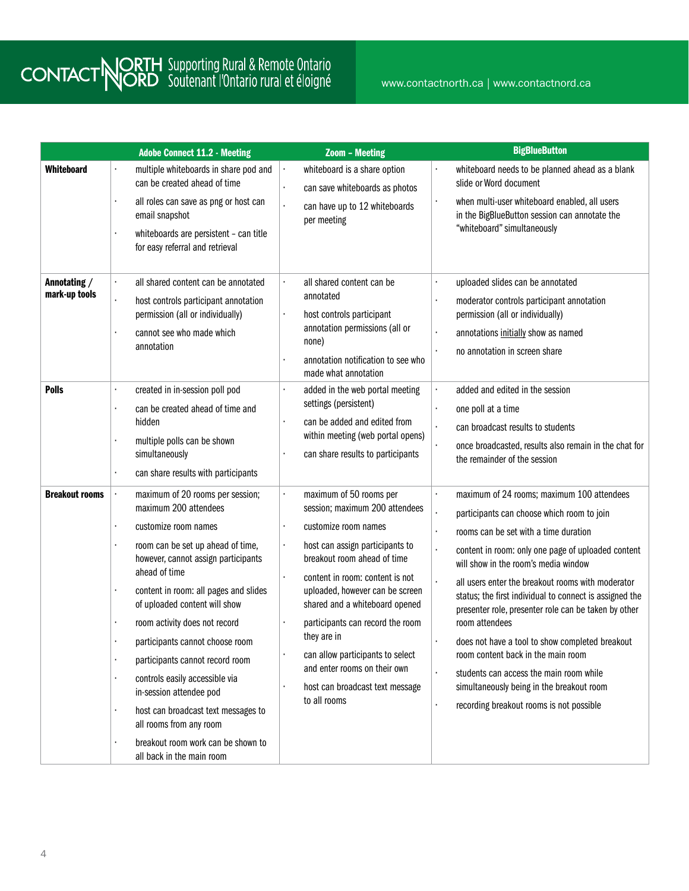| | Adobe Connect 11.2 - Meeting | Zoom – Meeting | BigBlueButton |
|---|---|---|---|
| **Whiteboard** | • multiple whiteboards in share pod and can be created ahead of time<br>• all roles can save as png or host can email snapshot<br>• whiteboards are persistent – can title for easy referral and retrieval | • whiteboard is a share option<br>• can save whiteboards as photos<br>• can have up to 12 whiteboards per meeting | • whiteboard needs to be planned ahead as a blank slide or Word document<br>• when multi-user whiteboard enabled, all users in the BigBlueButton session can annotate the "whiteboard" simultaneously |
| **Annotating / mark-up tools** | • all shared content can be annotated<br>• host controls participant annotation permission (all or individually)<br>• cannot see who made which annotation | • all shared content can be annotated<br>• host controls participant annotation permissions (all or none)<br>• annotation notification to see who made what annotation | • uploaded slides can be annotated<br>• moderator controls participant annotation permission (all or individually)<br>• annotations initially show as named<br>• no annotation in screen share |
| **Polls** | • created in in-session poll pod<br>• can be created ahead of time and hidden<br>• multiple polls can be shown simultaneously<br>• can share results with participants | • added in the web portal meeting settings (persistent)<br>• can be added and edited from within meeting (web portal opens)<br>• can share results to participants | • added and edited in the session<br>• one poll at a time<br>• can broadcast results to students<br>• once broadcasted, results also remain in the chat for the remainder of the session |
| **Breakout rooms** | • maximum of 20 rooms per session; maximum 200 attendees<br>• customize room names<br>• room can be set up ahead of time, however, cannot assign participants ahead of time<br>• content in room: all pages and slides of uploaded content will show<br>• room activity does not record<br>• participants cannot choose room<br>• participants cannot record room<br>• controls easily accessible via in-session attendee pod<br>• host can broadcast text messages to all rooms from any room<br>• breakout room work can be shown to all back in the main room | • maximum of 50 rooms per session; maximum 200 attendees<br>• customize room names<br>• host can assign participants to breakout room ahead of time<br>• content in room: content is not uploaded, however can be screen shared and a whiteboard opened<br>• participants can record the room they are in<br>• can allow participants to select and enter rooms on their own<br>• host can broadcast text message to all rooms | • maximum of 24 rooms; maximum 100 attendees<br>• participants can choose which room to join<br>• rooms can be set with a time duration<br>• content in room: only one page of uploaded content will show in the room's media window<br>• all users enter the breakout rooms with moderator status; the first individual to connect is assigned the presenter role, presenter role can be taken by other room attendees<br>• does not have a tool to show completed breakout room content back in the main room<br>• students can access the main room while simultaneously being in the breakout room<br>• recording breakout rooms is not possible |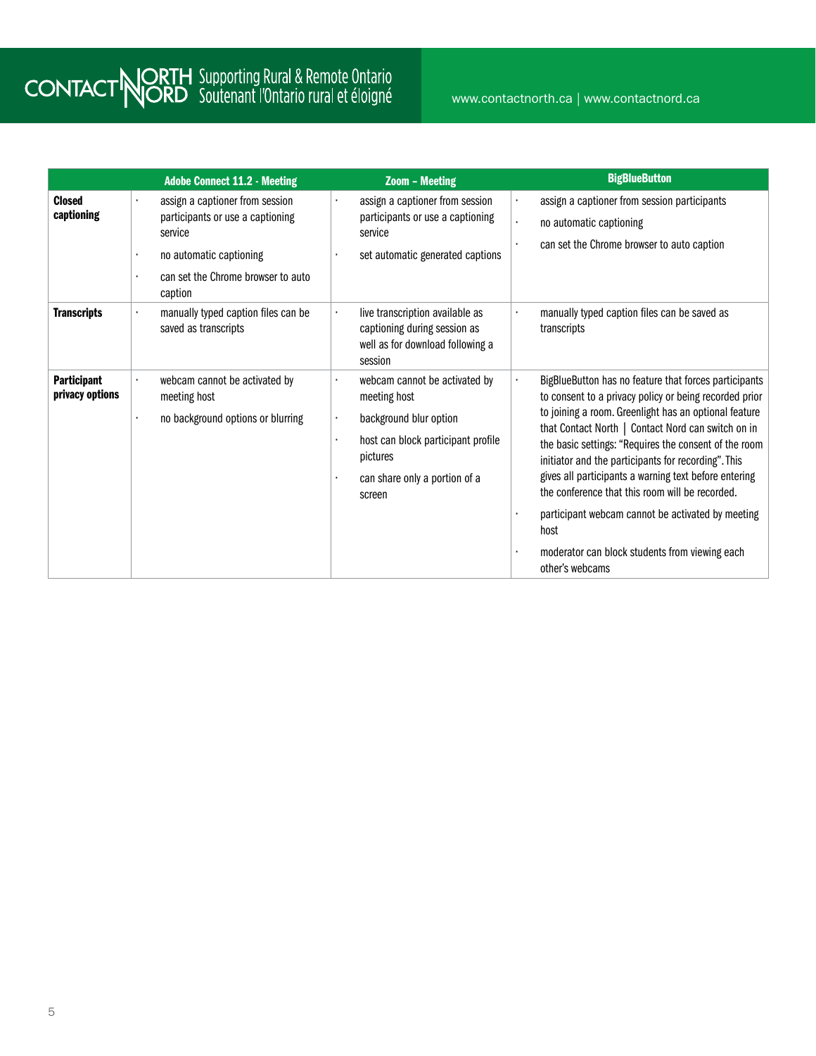| | Adobe Connect 11.2 - Meeting | Zoom – Meeting | BigBlueButton |
|---|---|---|---|
| **Closed captioning** | • assign a captioner from session participants or use a captioning service<br>• no automatic captioning<br>• can set the Chrome browser to auto caption | • assign a captioner from session participants or use a captioning service<br>• set automatic generated captions | • assign a captioner from session participants<br>• no automatic captioning<br>• can set the Chrome browser to auto caption |
| **Transcripts** | • manually typed caption files can be saved as transcripts | • live transcription available as captioning during session as well as for download following a session | • manually typed caption files can be saved as transcripts |
| **Participant privacy options** | • webcam cannot be activated by meeting host<br>• no background options or blurring | • webcam cannot be activated by meeting host<br>• background blur option<br>• host can block participant profile pictures<br>• can share only a portion of a screen | • BigBlueButton has no feature that forces participants to consent to a privacy policy or being recorded prior to joining a room. Greenlight has an optional feature that Contact North \| Contact Nord can switch on in the basic settings: "Requires the consent of the room initiator and the participants for recording". This gives all participants a warning text before entering the conference that this room will be recorded.<br>• participant webcam cannot be activated by meeting host<br>• moderator can block students from viewing each other's webcams |